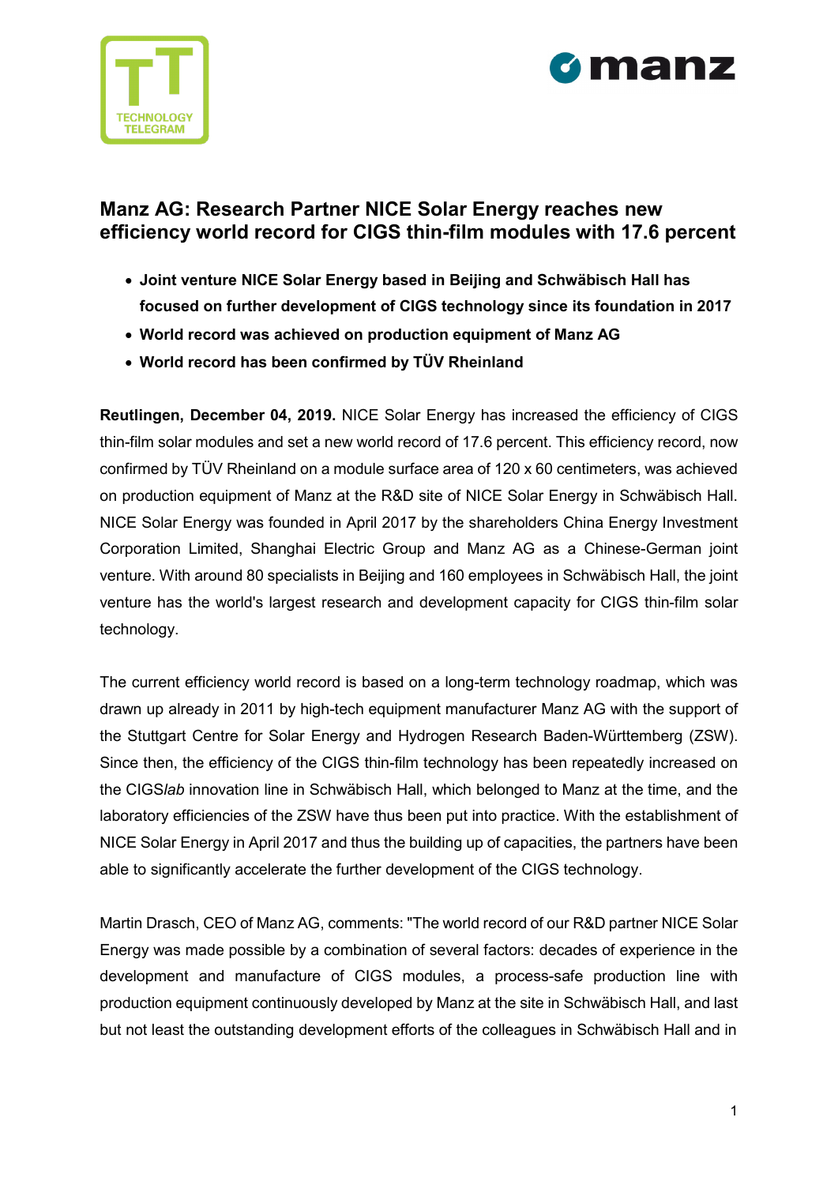# Manz AG: Research Partner NICE Solar Energy reaches new efficiency world record for CIGS thin-film modules with 17.6 percent

- **Joint venture NICE Solar Energy based in Beijing and Schwäbisch Hall has focused on further development of CIGS technology since its foundation in 2017**
- **World record was achieved on production equipment of Manz AG**
- **World record has been confirmed by TÜV Rheinland**

**Reutlingen, December 04, 2019.** NICE Solar Energy has increased the efficiency of CIGS thin-film solar modules and set a new world record of 17.6 percent. This efficiency record, now confirmed by TÜV Rheinland on a module surface area of 120 x 60 centimeters, was achieved on production equipment of Manz at the R&D site of NICE Solar Energy in Schwäbisch Hall. NICE Solar Energy was founded in April 2017 by the shareholders China Energy Investment Corporation Limited, Shanghai Electric Group and Manz AG as a Chinese-German joint venture. With around 80 specialists in Beijing and 160 employees in Schwäbisch Hall, the joint venture has the world's largest research and development capacity for CIGS thin-film solar technology.

The current efficiency world record is based on a long-term technology roadmap, which was drawn up already in 2011 by high-tech equipment manufacturer Manz AG with the support of the Stuttgart Centre for Solar Energy and Hydrogen Research Baden-Württemberg (ZSW). Since then, the efficiency of the CIGS thin-film technology has been repeatedly increased on the CIGS*lab* innovation line in Schwäbisch Hall, which belonged to Manz at the time, and the laboratory efficiencies of the ZSW have thus been put into practice. With the establishment of NICE Solar Energy in April 2017 and thus the building up of capacities, the partners have been able to significantly accelerate the further development of the CIGS technology.

Martin Drasch, CEO of Manz AG, comments: "The world record of our R&D partner NICE Solar Energy was made possible by a combination of several factors: decades of experience in the development and manufacture of CIGS modules, a process-safe production line with production equipment continuously developed by Manz at the site in Schwäbisch Hall, and last but not least the outstanding development efforts of the colleagues in Schwäbisch Hall and in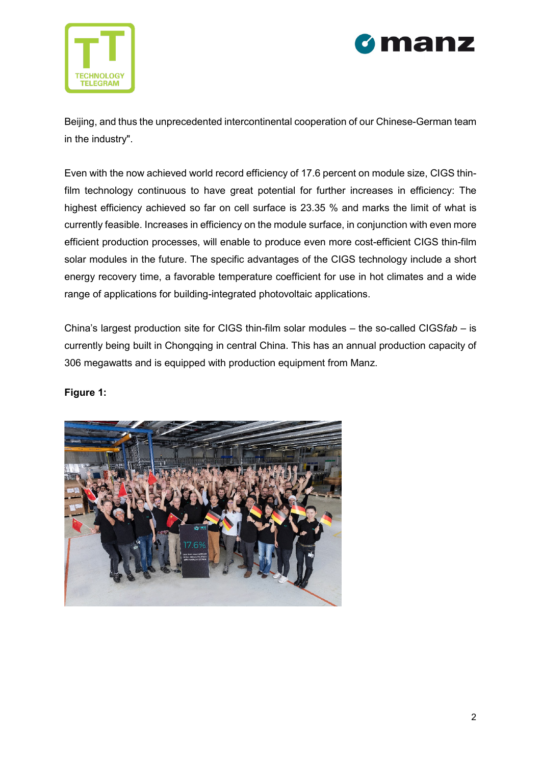Beijing, and thus the unprecedented intercontinental cooperation of our Chinese-German team in the industry".

Even with the now achieved world record efficiency of 17.6 percent on module size, CIGS thin-film technology continuous to have great potential for further increases in efficiency: The highest efficiency achieved so far on cell surface is 23.35 % and marks the limit of what is currently feasible. Increases in efficiency on the module surface, in conjunction with even more efficient production processes, will enable to produce even more cost-efficient CIGS thin-film solar modules in the future. The specific advantages of the CIGS technology include a short energy recovery time, a favorable temperature coefficient for use in hot climates and a wide range of applications for building-integrated photovoltaic applications.

China's largest production site for CIGS thin-film solar modules – the so-called CIGS*fab* – is currently being built in Chongqing in central China. This has an annual production capacity of 306 megawatts and is equipped with production equipment from Manz.

**Figure 1:**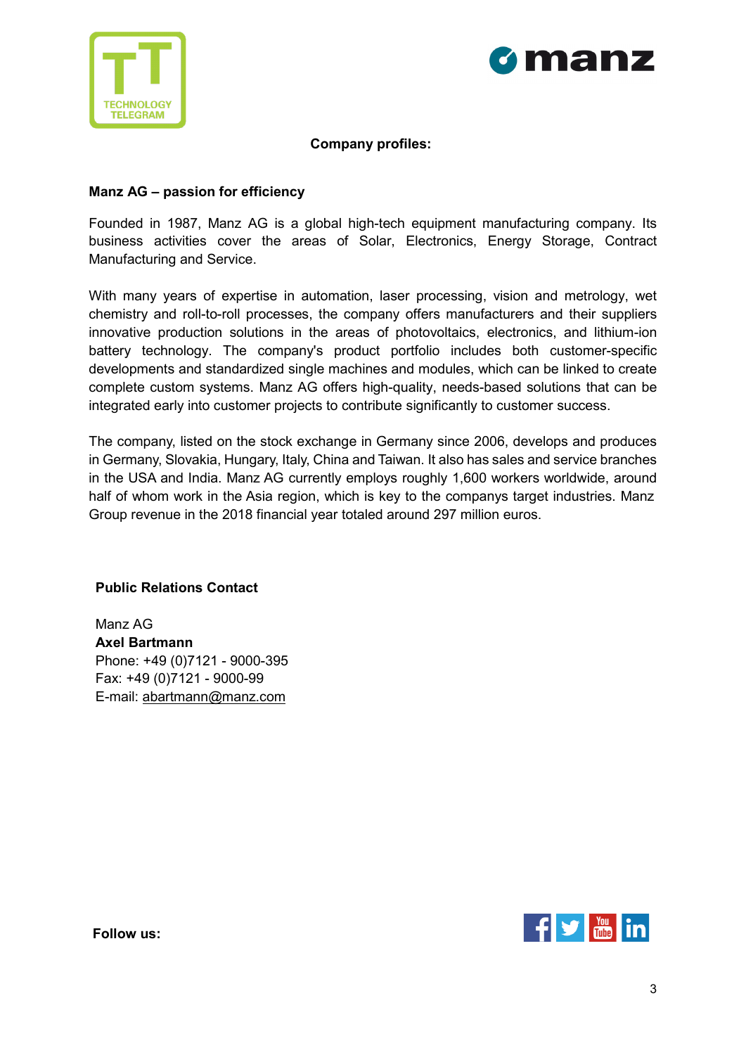**Company profiles:**

## Manz AG – passion for efficiency

Founded in 1987, Manz AG is a global high-tech equipment manufacturing company. Its business activities cover the areas of Solar, Electronics, Energy Storage, Contract Manufacturing and Service.

With many years of expertise in automation, laser processing, vision and metrology, wet chemistry and roll-to-roll processes, the company offers manufacturers and their suppliers innovative production solutions in the areas of photovoltaics, electronics, and lithium-ion battery technology. The company's product portfolio includes both customer-specific developments and standardized single machines and modules, which can be linked to create complete custom systems. Manz AG offers high-quality, needs-based solutions that can be integrated early into customer projects to contribute significantly to customer success.

The company, listed on the stock exchange in Germany since 2006, develops and produces in Germany, Slovakia, Hungary, Italy, China and Taiwan. It also has sales and service branches in the USA and India. Manz AG currently employs roughly 1,600 workers worldwide, around half of whom work in the Asia region, which is key to the companys target industries. Manz Group revenue in the 2018 financial year totaled around 297 million euros.

**Public Relations Contact**

Manz AG
**Axel Bartmann**
Phone: +49 (0)7121 - 9000-395
Fax: +49 (0)7121 - 9000-99
E-mail: abartmann@manz.com

**Follow us:**